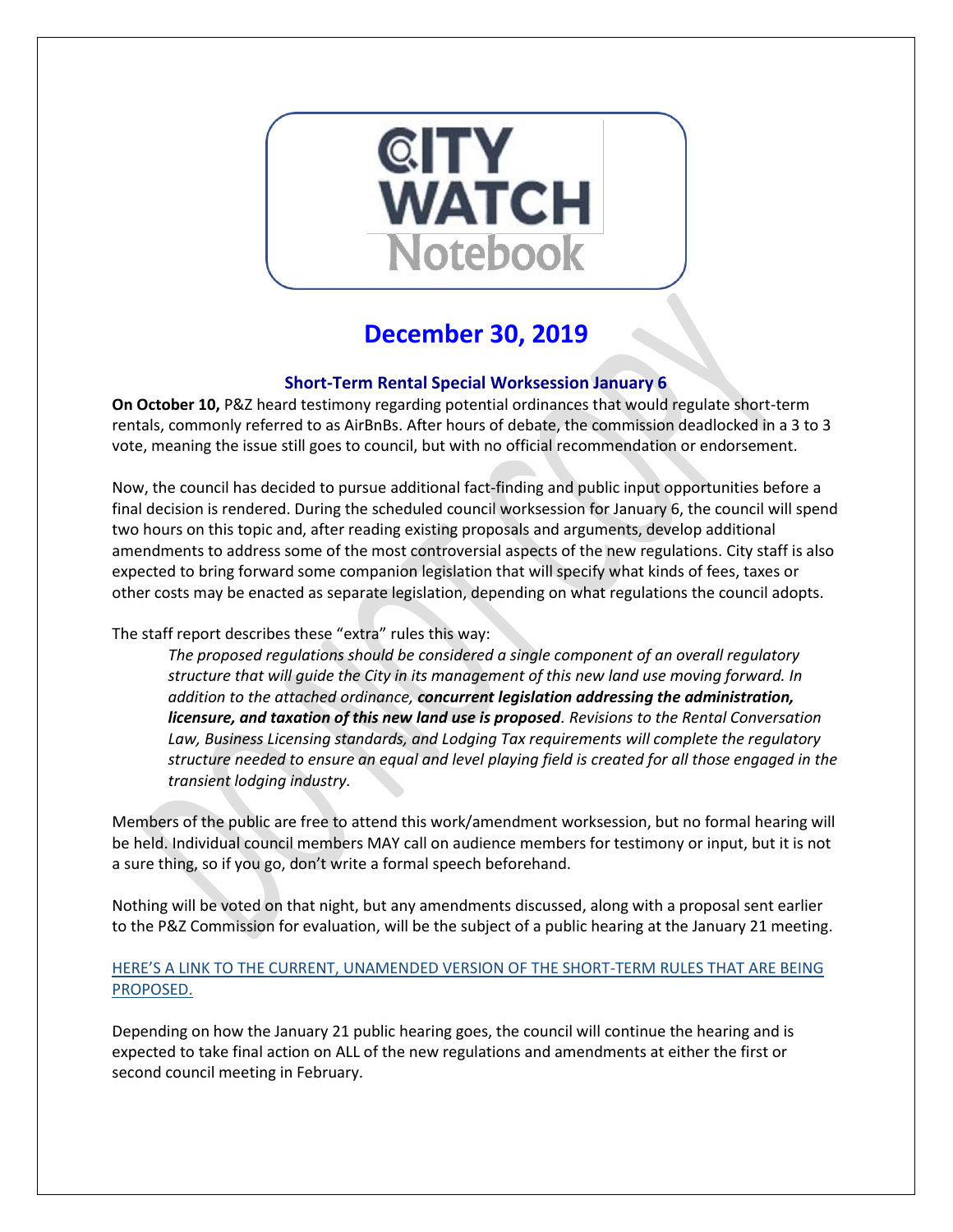# CITY WATCH Notebook

## December 30, 2019

### Short-Term Rental Special Worksession January 6

**On October 10,** P&Z heard testimony regarding potential ordinances that would regulate short-term rentals, commonly referred to as AirBnBs. After hours of debate, the commission deadlocked in a 3 to 3 vote, meaning the issue still goes to council, but with no official recommendation or endorsement.

Now, the council has decided to pursue additional fact-finding and public input opportunities before a final decision is rendered. During the scheduled council worksession for January 6, the council will spend two hours on this topic and, after reading existing proposals and arguments, develop additional amendments to address some of the most controversial aspects of the new regulations. City staff is also expected to bring forward some companion legislation that will specify what kinds of fees, taxes or other costs may be enacted as separate legislation, depending on what regulations the council adopts.

The staff report describes these "extra" rules this way:

> *The proposed regulations should be considered a single component of an overall regulatory structure that will guide the City in its management of this new land use moving forward. In addition to the attached ordinance, **concurrent legislation addressing the administration, licensure, and taxation of this new land use is proposed**. Revisions to the Rental Conversation Law, Business Licensing standards, and Lodging Tax requirements will complete the regulatory structure needed to ensure an equal and level playing field is created for all those engaged in the transient lodging industry.*

Members of the public are free to attend this work/amendment worksession, but no formal hearing will be held. Individual council members MAY call on audience members for testimony or input, but it is not a sure thing, so if you go, don't write a formal speech beforehand.

Nothing will be voted on that night, but any amendments discussed, along with a proposal sent earlier to the P&Z Commission for evaluation, will be the subject of a public hearing at the January 21 meeting.

HERE'S A LINK TO THE CURRENT, UNAMENDED VERSION OF THE SHORT-TERM RULES THAT ARE BEING PROPOSED.

Depending on how the January 21 public hearing goes, the council will continue the hearing and is expected to take final action on ALL of the new regulations and amendments at either the first or second council meeting in February.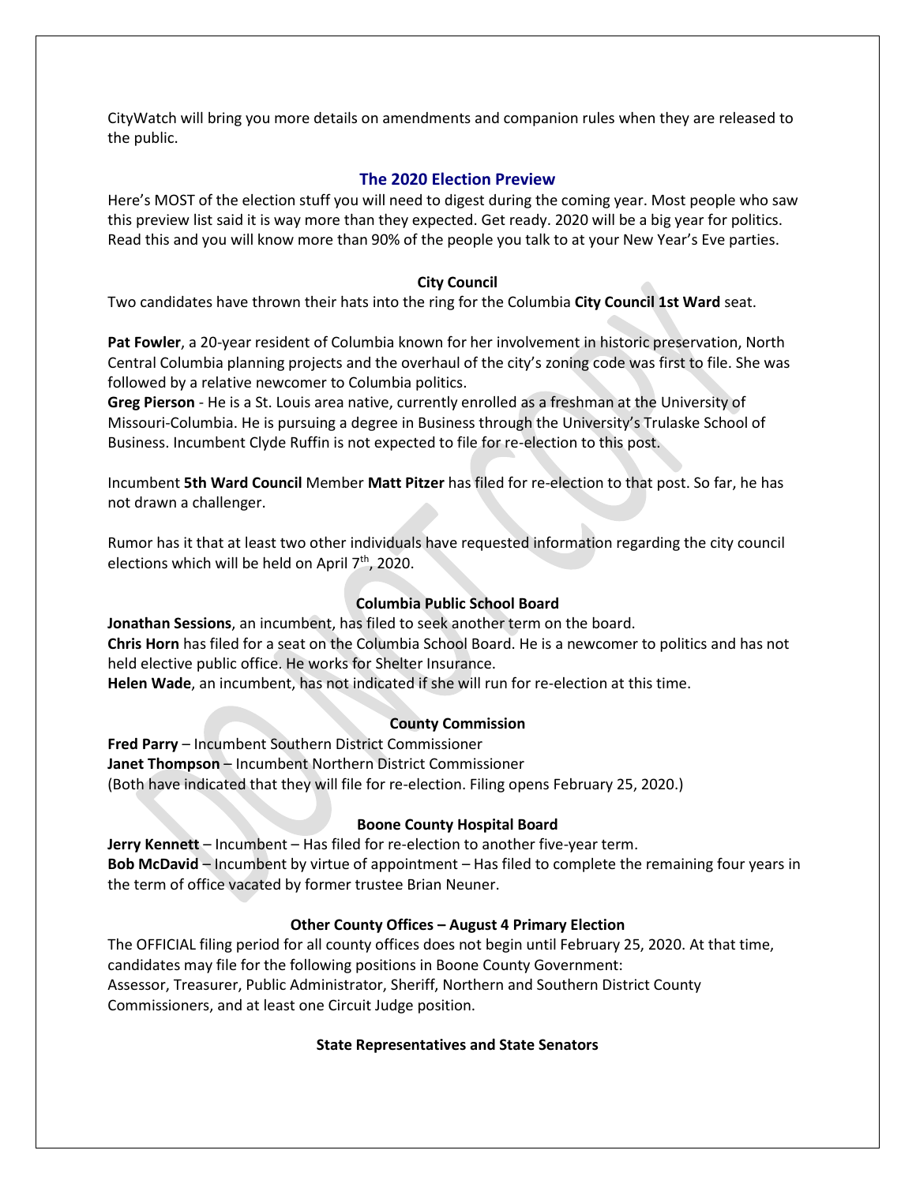CityWatch will bring you more details on amendments and companion rules when they are released to the public.

## The 2020 Election Preview

Here's MOST of the election stuff you will need to digest during the coming year. Most people who saw this preview list said it is way more than they expected. Get ready. 2020 will be a big year for politics. Read this and you will know more than 90% of the people you talk to at your New Year's Eve parties.

### City Council

Two candidates have thrown their hats into the ring for the Columbia **City Council 1st Ward** seat.

**Pat Fowler**, a 20-year resident of Columbia known for her involvement in historic preservation, North Central Columbia planning projects and the overhaul of the city's zoning code was first to file. She was followed by a relative newcomer to Columbia politics.
**Greg Pierson** - He is a St. Louis area native, currently enrolled as a freshman at the University of Missouri-Columbia. He is pursuing a degree in Business through the University's Trulaske School of Business. Incumbent Clyde Ruffin is not expected to file for re-election to this post.

Incumbent **5th Ward Council** Member **Matt Pitzer** has filed for re-election to that post. So far, he has not drawn a challenger.

Rumor has it that at least two other individuals have requested information regarding the city council elections which will be held on April 7th, 2020.

### Columbia Public School Board

**Jonathan Sessions**, an incumbent, has filed to seek another term on the board.
**Chris Horn** has filed for a seat on the Columbia School Board. He is a newcomer to politics and has not held elective public office. He works for Shelter Insurance.
**Helen Wade**, an incumbent, has not indicated if she will run for re-election at this time.

### County Commission

**Fred Parry** – Incumbent Southern District Commissioner
**Janet Thompson** – Incumbent Northern District Commissioner
(Both have indicated that they will file for re-election. Filing opens February 25, 2020.)

### Boone County Hospital Board

**Jerry Kennett** – Incumbent – Has filed for re-election to another five-year term.
**Bob McDavid** – Incumbent by virtue of appointment – Has filed to complete the remaining four years in the term of office vacated by former trustee Brian Neuner.

### Other County Offices – August 4 Primary Election

The OFFICIAL filing period for all county offices does not begin until February 25, 2020. At that time, candidates may file for the following positions in Boone County Government:
Assessor, Treasurer, Public Administrator, Sheriff, Northern and Southern District County Commissioners, and at least one Circuit Judge position.

### State Representatives and State Senators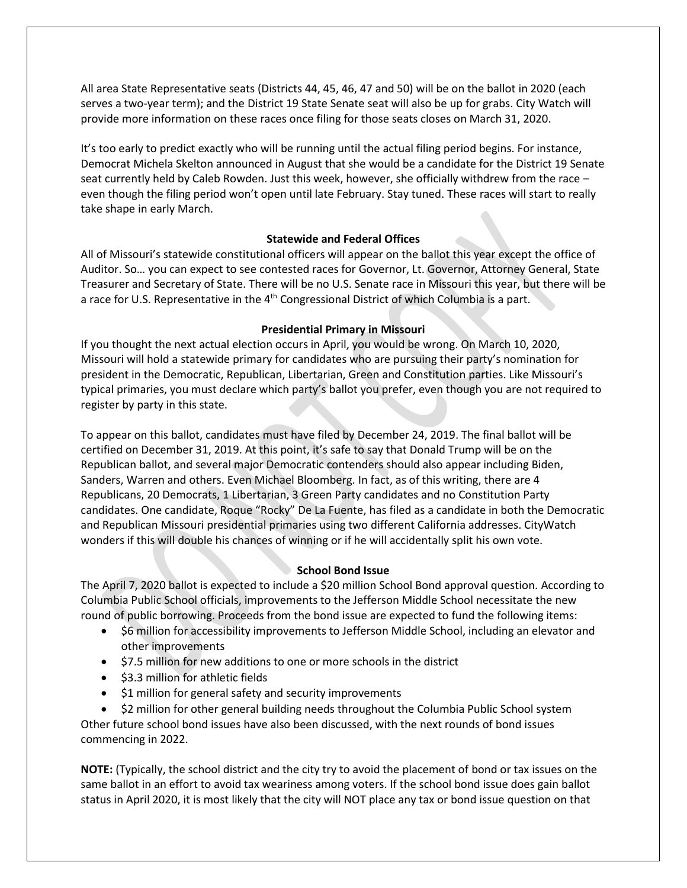All area State Representative seats (Districts 44, 45, 46, 47 and 50) will be on the ballot in 2020 (each serves a two-year term); and the District 19 State Senate seat will also be up for grabs. City Watch will provide more information on these races once filing for those seats closes on March 31, 2020.

It's too early to predict exactly who will be running until the actual filing period begins. For instance, Democrat Michela Skelton announced in August that she would be a candidate for the District 19 Senate seat currently held by Caleb Rowden. Just this week, however, she officially withdrew from the race – even though the filing period won't open until late February. Stay tuned. These races will start to really take shape in early March.

**Statewide and Federal Offices**

All of Missouri's statewide constitutional officers will appear on the ballot this year except the office of Auditor. So… you can expect to see contested races for Governor, Lt. Governor, Attorney General, State Treasurer and Secretary of State. There will be no U.S. Senate race in Missouri this year, but there will be a race for U.S. Representative in the 4th Congressional District of which Columbia is a part.

**Presidential Primary in Missouri**

If you thought the next actual election occurs in April, you would be wrong. On March 10, 2020, Missouri will hold a statewide primary for candidates who are pursuing their party's nomination for president in the Democratic, Republican, Libertarian, Green and Constitution parties. Like Missouri's typical primaries, you must declare which party's ballot you prefer, even though you are not required to register by party in this state.

To appear on this ballot, candidates must have filed by December 24, 2019. The final ballot will be certified on December 31, 2019. At this point, it's safe to say that Donald Trump will be on the Republican ballot, and several major Democratic contenders should also appear including Biden, Sanders, Warren and others. Even Michael Bloomberg. In fact, as of this writing, there are 4 Republicans, 20 Democrats, 1 Libertarian, 3 Green Party candidates and no Constitution Party candidates. One candidate, Roque "Rocky" De La Fuente, has filed as a candidate in both the Democratic and Republican Missouri presidential primaries using two different California addresses. CityWatch wonders if this will double his chances of winning or if he will accidentally split his own vote.

**School Bond Issue**

The April 7, 2020 ballot is expected to include a $20 million School Bond approval question. According to Columbia Public School officials, improvements to the Jefferson Middle School necessitate the new round of public borrowing. Proceeds from the bond issue are expected to fund the following items:

- $6 million for accessibility improvements to Jefferson Middle School, including an elevator and other improvements
- $7.5 million for new additions to one or more schools in the district
- $3.3 million for athletic fields
- $1 million for general safety and security improvements
- $2 million for other general building needs throughout the Columbia Public School system

Other future school bond issues have also been discussed, with the next rounds of bond issues commencing in 2022.

**NOTE:** (Typically, the school district and the city try to avoid the placement of bond or tax issues on the same ballot in an effort to avoid tax weariness among voters. If the school bond issue does gain ballot status in April 2020, it is most likely that the city will NOT place any tax or bond issue question on that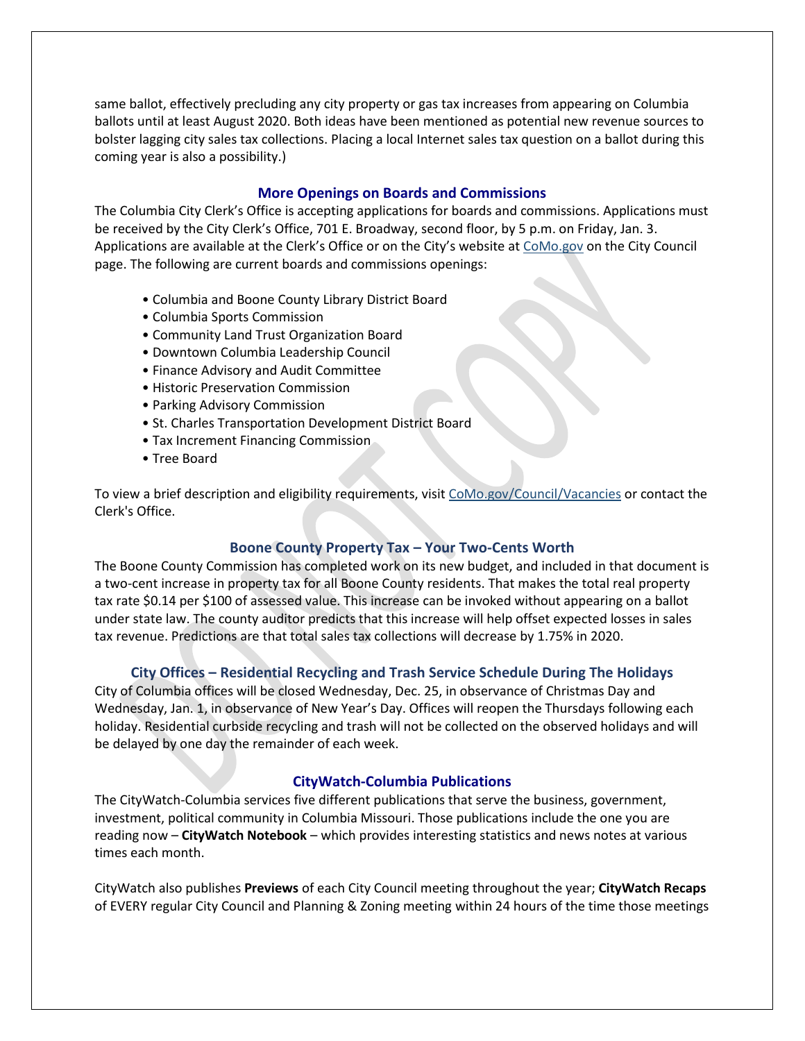same ballot, effectively precluding any city property or gas tax increases from appearing on Columbia ballots until at least August 2020. Both ideas have been mentioned as potential new revenue sources to bolster lagging city sales tax collections. Placing a local Internet sales tax question on a ballot during this coming year is also a possibility.)

## More Openings on Boards and Commissions

The Columbia City Clerk's Office is accepting applications for boards and commissions. Applications must be received by the City Clerk's Office, 701 E. Broadway, second floor, by 5 p.m. on Friday, Jan. 3. Applications are available at the Clerk's Office or on the City's website at [CoMo.gov](CoMo.gov) on the City Council page. The following are current boards and commissions openings:

- Columbia and Boone County Library District Board
- Columbia Sports Commission
- Community Land Trust Organization Board
- Downtown Columbia Leadership Council
- Finance Advisory and Audit Committee
- Historic Preservation Commission
- Parking Advisory Commission
- St. Charles Transportation Development District Board
- Tax Increment Financing Commission
- Tree Board

To view a brief description and eligibility requirements, visit [CoMo.gov/Council/Vacancies](CoMo.gov/Council/Vacancies) or contact the Clerk's Office.

## Boone County Property Tax – Your Two-Cents Worth

The Boone County Commission has completed work on its new budget, and included in that document is a two-cent increase in property tax for all Boone County residents. That makes the total real property tax rate $0.14 per $100 of assessed value. This increase can be invoked without appearing on a ballot under state law. The county auditor predicts that this increase will help offset expected losses in sales tax revenue. Predictions are that total sales tax collections will decrease by 1.75% in 2020.

## City Offices – Residential Recycling and Trash Service Schedule During The Holidays

City of Columbia offices will be closed Wednesday, Dec. 25, in observance of Christmas Day and Wednesday, Jan. 1, in observance of New Year's Day. Offices will reopen the Thursdays following each holiday. Residential curbside recycling and trash will not be collected on the observed holidays and will be delayed by one day the remainder of each week.

## CityWatch-Columbia Publications

The CityWatch-Columbia services five different publications that serve the business, government, investment, political community in Columbia Missouri. Those publications include the one you are reading now – **CityWatch Notebook** – which provides interesting statistics and news notes at various times each month.

CityWatch also publishes **Previews** of each City Council meeting throughout the year; **CityWatch Recaps** of EVERY regular City Council and Planning & Zoning meeting within 24 hours of the time those meetings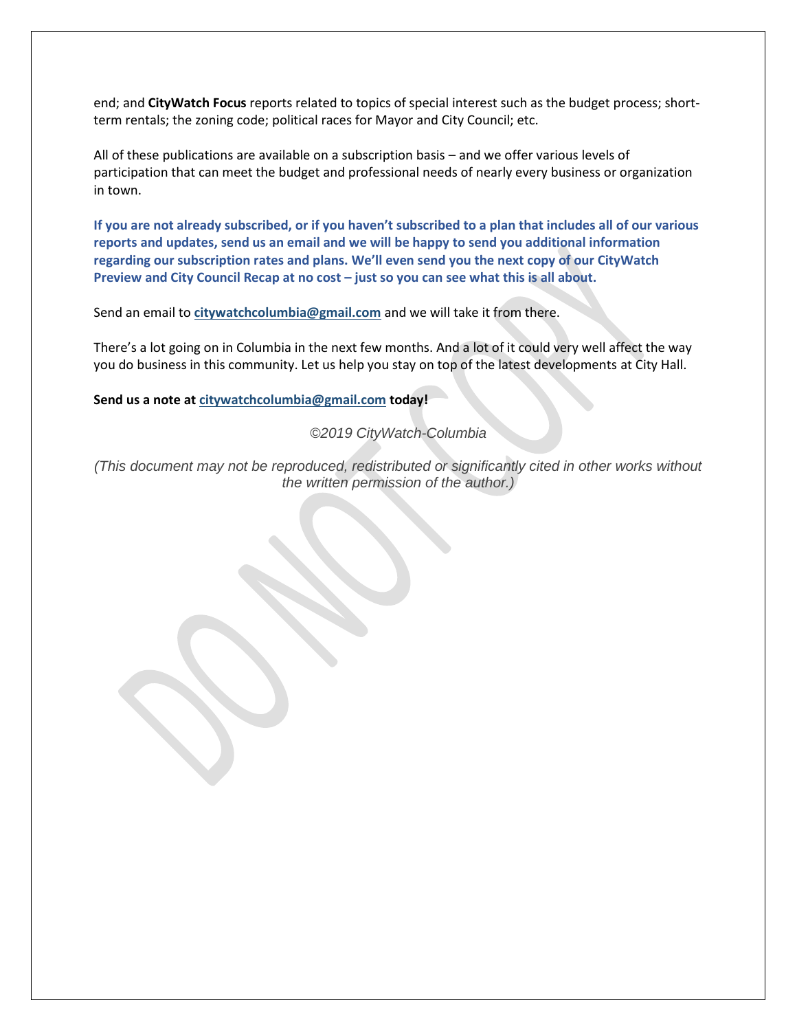end; and **CityWatch Focus** reports related to topics of special interest such as the budget process; short-term rentals; the zoning code; political races for Mayor and City Council; etc.

All of these publications are available on a subscription basis – and we offer various levels of participation that can meet the budget and professional needs of nearly every business or organization in town.

**If you are not already subscribed, or if you haven't subscribed to a plan that includes all of our various reports and updates, send us an email and we will be happy to send you additional information regarding our subscription rates and plans. We'll even send you the next copy of our CityWatch Preview and City Council Recap at no cost – just so you can see what this is all about.**

Send an email to **citywatchcolumbia@gmail.com** and we will take it from there.

There's a lot going on in Columbia in the next few months. And a lot of it could very well affect the way you do business in this community. Let us help you stay on top of the latest developments at City Hall.

**Send us a note at citywatchcolumbia@gmail.com today!**

*©2019 CityWatch-Columbia*

*(This document may not be reproduced, redistributed or significantly cited in other works without the written permission of the author.)*